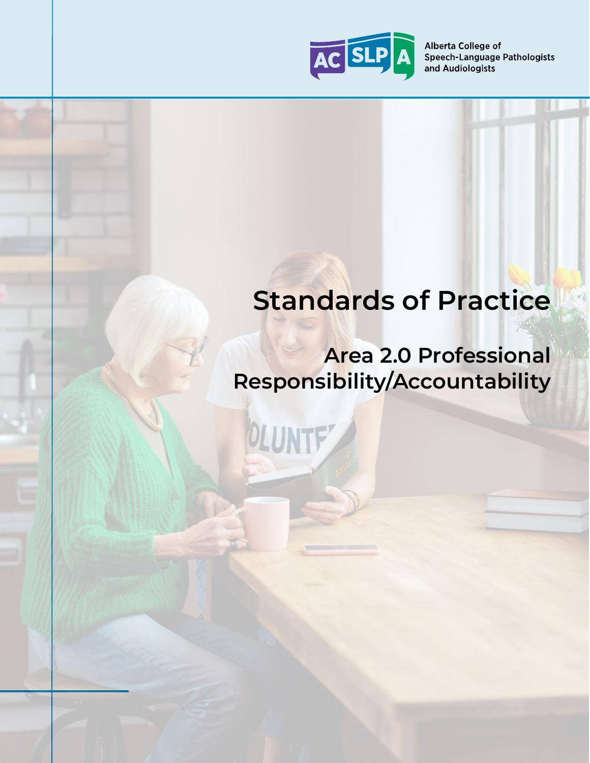Alberta College of Speech-Language Pathologists and Audiologists

# Standards of Practice

## Area 2.0 Professional Responsibility/Accountability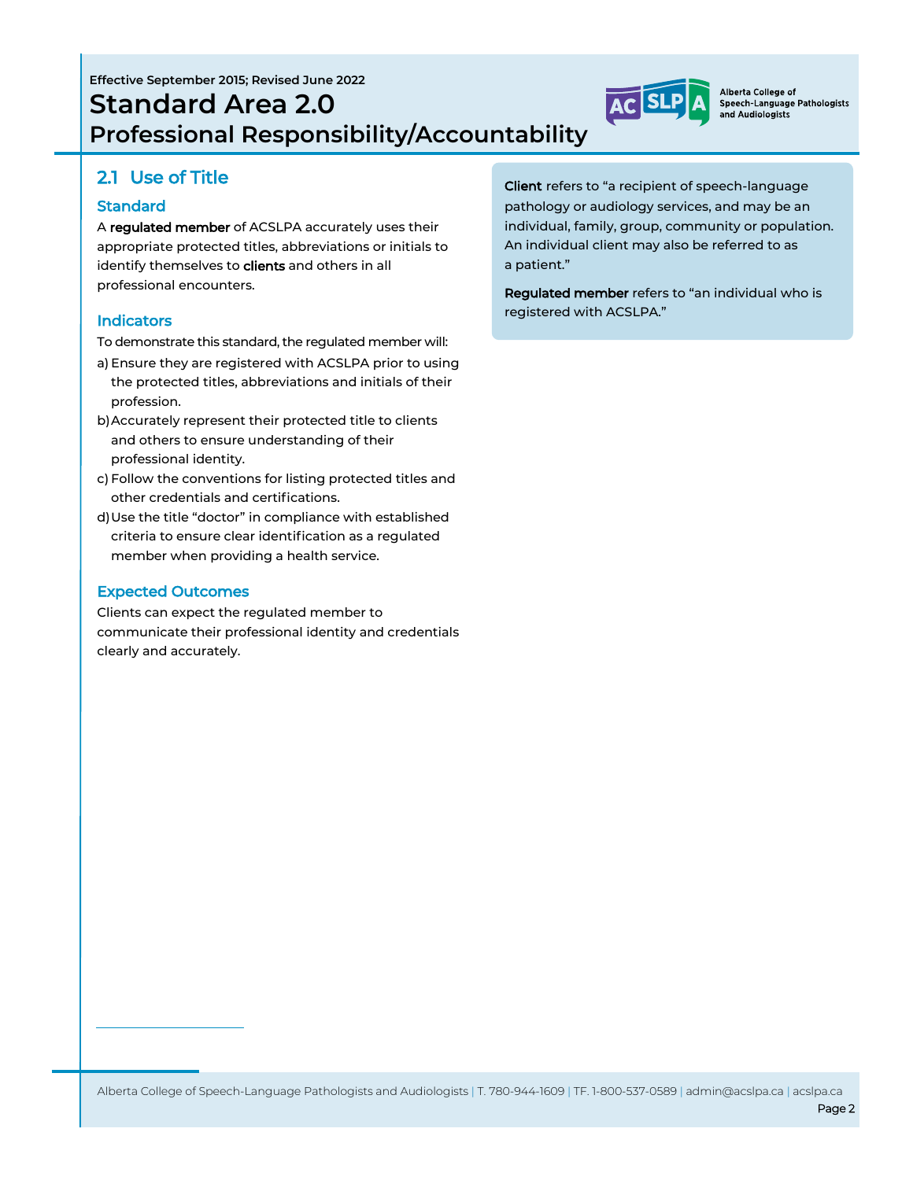Effective September 2015; Revised June 2022

# Standard Area 2.0
## Professional Responsibility/Accountability

## 2.1 Use of Title

### Standard

A **regulated member** of ACSLPA accurately uses their appropriate protected titles, abbreviations or initials to identify themselves to **clients** and others in all professional encounters.

### Indicators

To demonstrate this standard, the regulated member will:

a) Ensure they are registered with ACSLPA prior to using the protected titles, abbreviations and initials of their profession.

b) Accurately represent their protected title to clients and others to ensure understanding of their professional identity.

c) Follow the conventions for listing protected titles and other credentials and certifications.

d) Use the title "doctor" in compliance with established criteria to ensure clear identification as a regulated member when providing a health service.

### Expected Outcomes

Clients can expect the regulated member to communicate their professional identity and credentials clearly and accurately.

**Client** refers to "a recipient of speech-language pathology or audiology services, and may be an individual, family, group, community or population. An individual client may also be referred to as a patient."

**Regulated member** refers to "an individual who is registered with ACSLPA."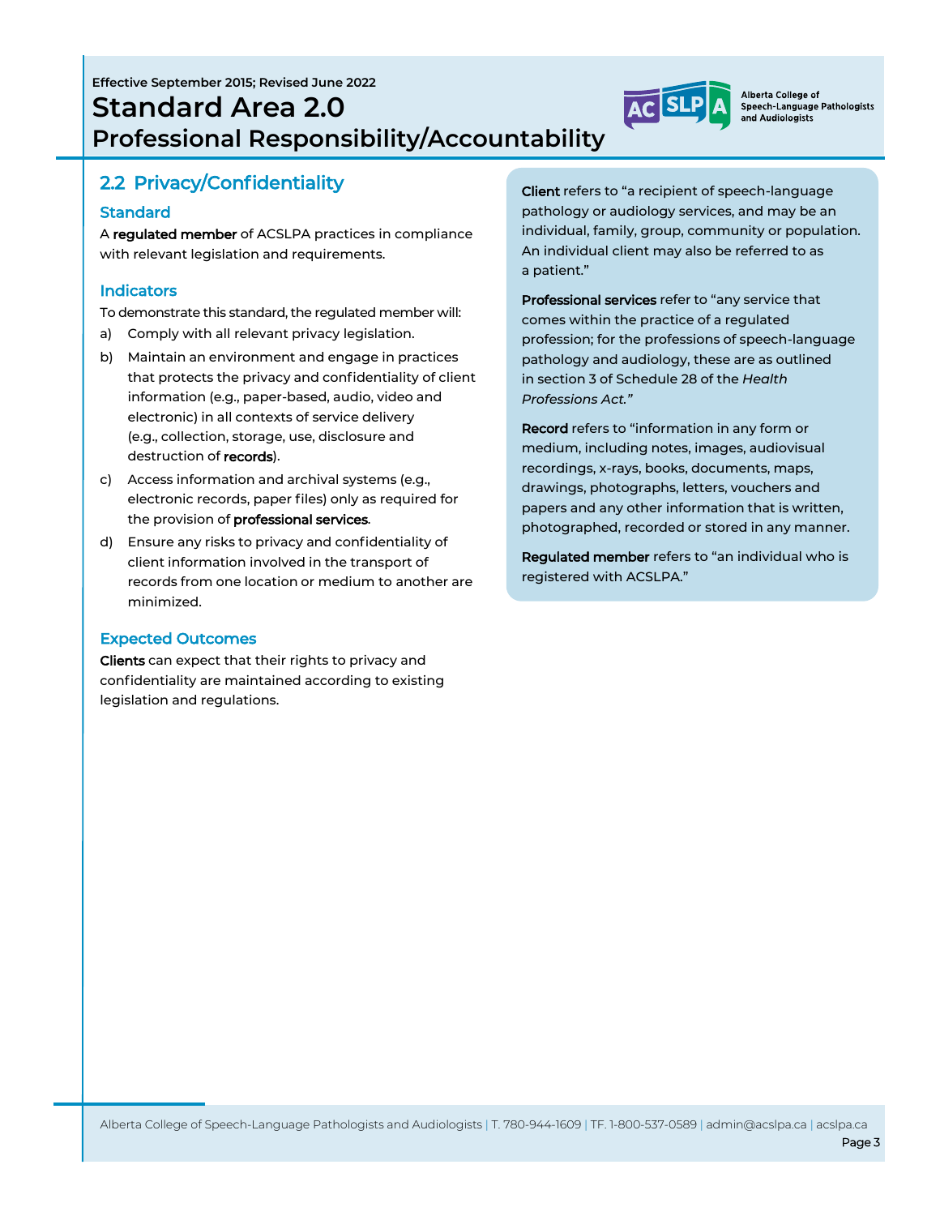Effective September 2015; Revised June 2022

# Standard Area 2.0
## Professional Responsibility/Accountability

## 2.2 Privacy/Confidentiality

### Standard

A **regulated member** of ACSLPA practices in compliance with relevant legislation and requirements.

### Indicators

To demonstrate this standard, the regulated member will:

a) Comply with all relevant privacy legislation.

b) Maintain an environment and engage in practices that protects the privacy and confidentiality of client information (e.g., paper-based, audio, video and electronic) in all contexts of service delivery (e.g., collection, storage, use, disclosure and destruction of **records**).

c) Access information and archival systems (e.g., electronic records, paper files) only as required for the provision of **professional services**.

d) Ensure any risks to privacy and confidentiality of client information involved in the transport of records from one location or medium to another are minimized.

### Expected Outcomes

**Clients** can expect that their rights to privacy and confidentiality are maintained according to existing legislation and regulations.

**Client** refers to "a recipient of speech-language pathology or audiology services, and may be an individual, family, group, community or population. An individual client may also be referred to as a patient."

**Professional services** refer to "any service that comes within the practice of a regulated profession; for the professions of speech-language pathology and audiology, these are as outlined in section 3 of Schedule 28 of the *Health Professions Act."*

**Record** refers to "information in any form or medium, including notes, images, audiovisual recordings, x-rays, books, documents, maps, drawings, photographs, letters, vouchers and papers and any other information that is written, photographed, recorded or stored in any manner.

**Regulated member** refers to "an individual who is registered with ACSLPA."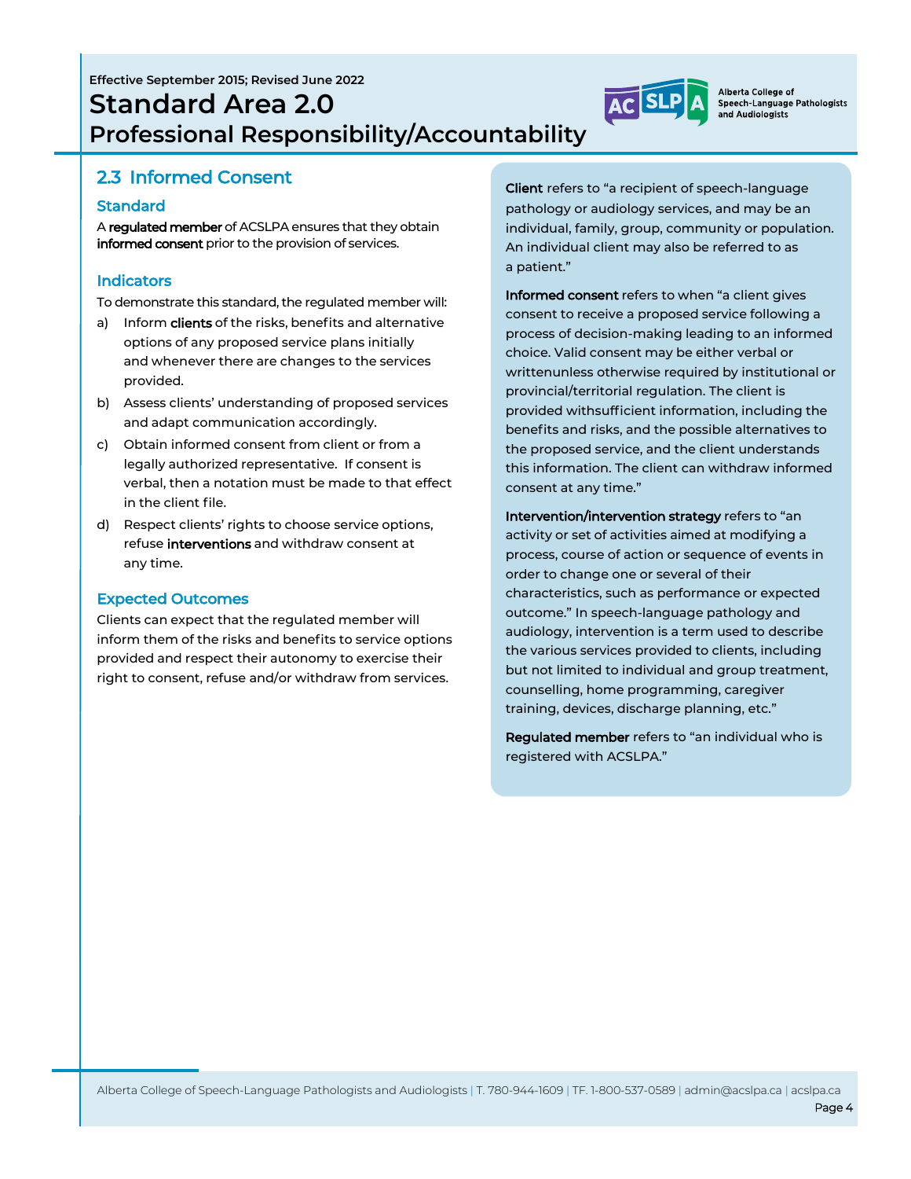Effective September 2015; Revised June 2022

# Standard Area 2.0
## Professional Responsibility/Accountability

### 2.3 Informed Consent

#### Standard

A **regulated member** of ACSLPA ensures that they obtain **informed consent** prior to the provision of services.

#### Indicators

To demonstrate this standard, the regulated member will:

a) Inform **clients** of the risks, benefits and alternative options of any proposed service plans initially and whenever there are changes to the services provided.

b) Assess clients' understanding of proposed services and adapt communication accordingly.

c) Obtain informed consent from client or from a legally authorized representative. If consent is verbal, then a notation must be made to that effect in the client file.

d) Respect clients' rights to choose service options, refuse **interventions** and withdraw consent at any time.

#### Expected Outcomes

Clients can expect that the regulated member will inform them of the risks and benefits to service options provided and respect their autonomy to exercise their right to consent, refuse and/or withdraw from services.

**Client** refers to "a recipient of speech-language pathology or audiology services, and may be an individual, family, group, community or population. An individual client may also be referred to as a patient."

**Informed consent** refers to when "a client gives consent to receive a proposed service following a process of decision-making leading to an informed choice. Valid consent may be either verbal or writtenunless otherwise required by institutional or provincial/territorial regulation. The client is provided withsufficient information, including the benefits and risks, and the possible alternatives to the proposed service, and the client understands this information. The client can withdraw informed consent at any time."

**Intervention/intervention strategy** refers to "an activity or set of activities aimed at modifying a process, course of action or sequence of events in order to change one or several of their characteristics, such as performance or expected outcome." In speech-language pathology and audiology, intervention is a term used to describe the various services provided to clients, including but not limited to individual and group treatment, counselling, home programming, caregiver training, devices, discharge planning, etc."

**Regulated member** refers to "an individual who is registered with ACSLPA."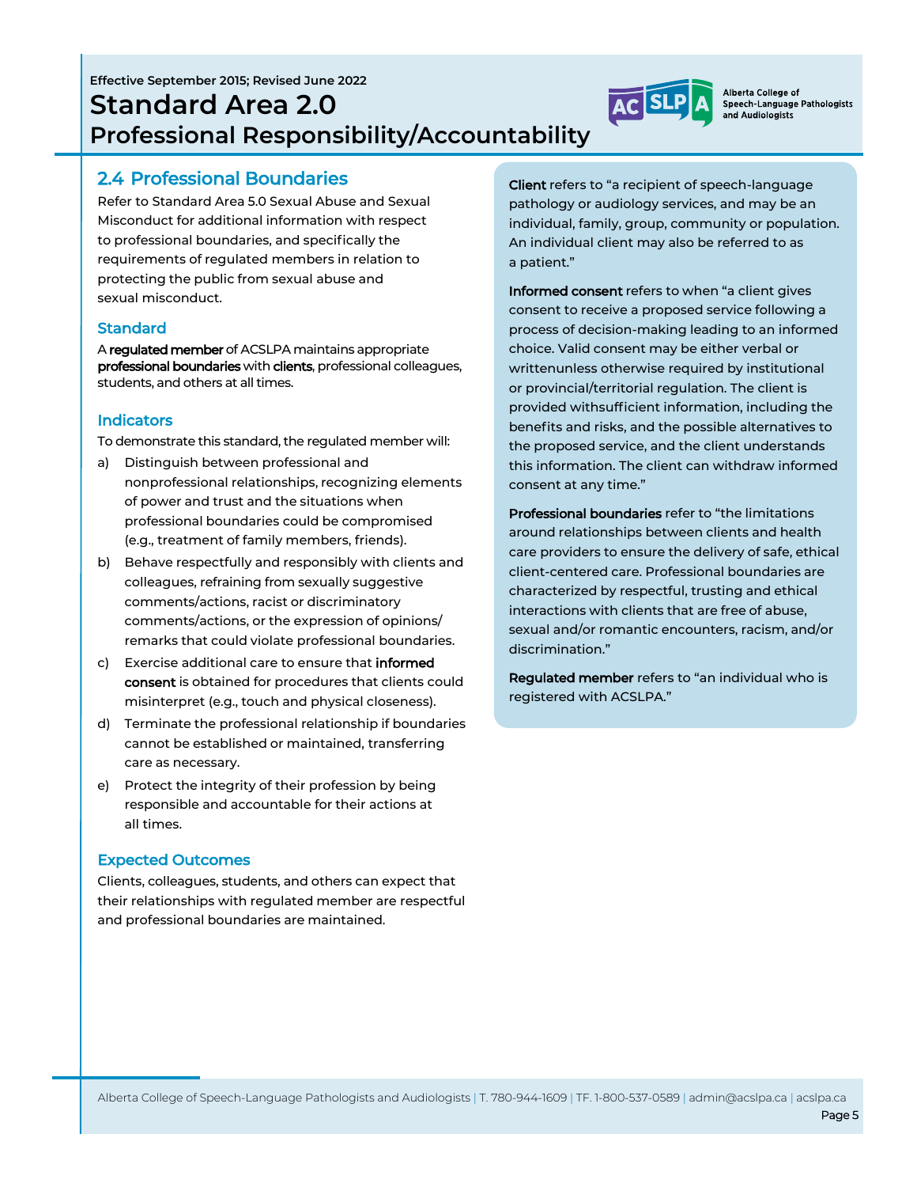Effective September 2015; Revised June 2022

# Standard Area 2.0
# Professional Responsibility/Accountability

## 2.4 Professional Boundaries

Refer to Standard Area 5.0 Sexual Abuse and Sexual Misconduct for additional information with respect to professional boundaries, and specifically the requirements of regulated members in relation to protecting the public from sexual abuse and sexual misconduct.

### Standard

A **regulated member** of ACSLPA maintains appropriate **professional boundaries** with **clients**, professional colleagues, students, and others at all times.

### Indicators

To demonstrate this standard, the regulated member will:

a) Distinguish between professional and nonprofessional relationships, recognizing elements of power and trust and the situations when professional boundaries could be compromised (e.g., treatment of family members, friends).

b) Behave respectfully and responsibly with clients and colleagues, refraining from sexually suggestive comments/actions, racist or discriminatory comments/actions, or the expression of opinions/ remarks that could violate professional boundaries.

c) Exercise additional care to ensure that **informed consent** is obtained for procedures that clients could misinterpret (e.g., touch and physical closeness).

d) Terminate the professional relationship if boundaries cannot be established or maintained, transferring care as necessary.

e) Protect the integrity of their profession by being responsible and accountable for their actions at all times.

### Expected Outcomes

Clients, colleagues, students, and others can expect that their relationships with regulated member are respectful and professional boundaries are maintained.

**Client** refers to "a recipient of speech-language pathology or audiology services, and may be an individual, family, group, community or population. An individual client may also be referred to as a patient."

**Informed consent** refers to when "a client gives consent to receive a proposed service following a process of decision-making leading to an informed choice. Valid consent may be either verbal or writtenunless otherwise required by institutional or provincial/territorial regulation. The client is provided withsufficient information, including the benefits and risks, and the possible alternatives to the proposed service, and the client understands this information. The client can withdraw informed consent at any time."

**Professional boundaries** refer to "the limitations around relationships between clients and health care providers to ensure the delivery of safe, ethical client-centered care. Professional boundaries are characterized by respectful, trusting and ethical interactions with clients that are free of abuse, sexual and/or romantic encounters, racism, and/or discrimination."

**Regulated member** refers to "an individual who is registered with ACSLPA."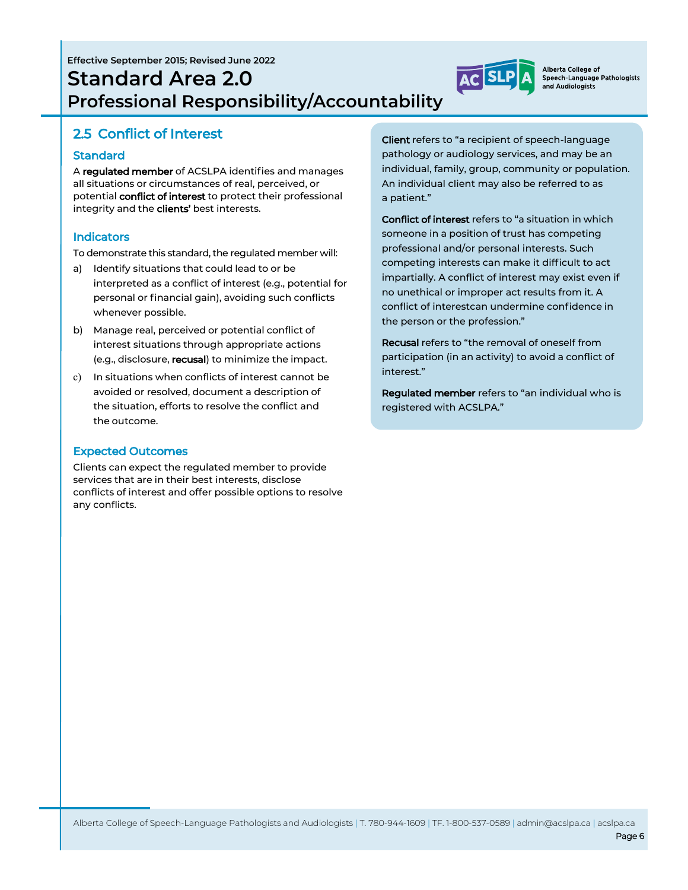Effective September 2015; Revised June 2022

# Standard Area 2.0
## Professional Responsibility/Accountability

### 2.5 Conflict of Interest

#### Standard

A **regulated member** of ACSLPA identifies and manages all situations or circumstances of real, perceived, or potential **conflict of interest** to protect their professional integrity and the **clients'** best interests.

#### Indicators

To demonstrate this standard, the regulated member will:

a) Identify situations that could lead to or be interpreted as a conflict of interest (e.g., potential for personal or financial gain), avoiding such conflicts whenever possible.

b) Manage real, perceived or potential conflict of interest situations through appropriate actions (e.g., disclosure, **recusal**) to minimize the impact.

c) In situations when conflicts of interest cannot be avoided or resolved, document a description of the situation, efforts to resolve the conflict and the outcome.

#### Expected Outcomes

Clients can expect the regulated member to provide services that are in their best interests, disclose conflicts of interest and offer possible options to resolve any conflicts.

**Client** refers to "a recipient of speech-language pathology or audiology services, and may be an individual, family, group, community or population. An individual client may also be referred to as a patient."

**Conflict of interest** refers to "a situation in which someone in a position of trust has competing professional and/or personal interests. Such competing interests can make it difficult to act impartially. A conflict of interest may exist even if no unethical or improper act results from it. A conflict of interestcan undermine confidence in the person or the profession."

**Recusal** refers to "the removal of oneself from participation (in an activity) to avoid a conflict of interest."

**Regulated member** refers to "an individual who is registered with ACSLPA."